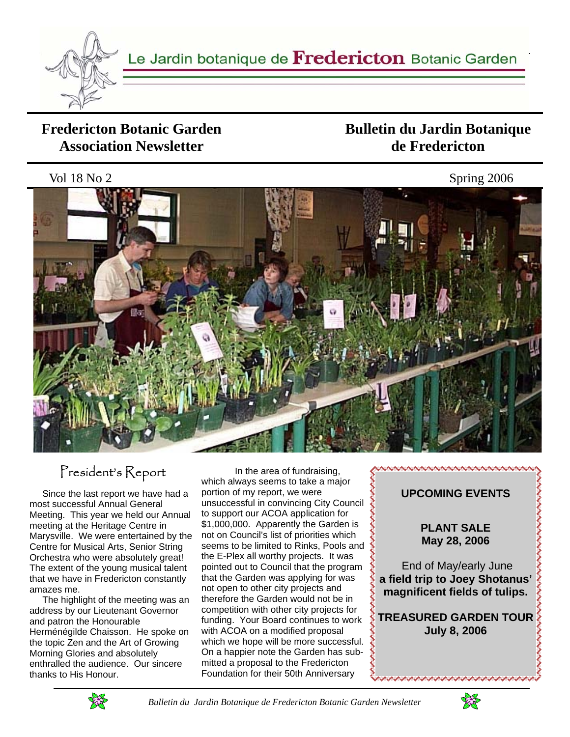Le Jardin botanique de **Fredericton** Botanic Garden

# Fredericton Botanic Garden Association Newsletter

# Bulletin du Jardin Botanique de Fredericton

Vol 18 No 2 — Spring 2006

## President's Report

Since the last report we have had a most successful Annual General Meeting. This year we held our Annual meeting at the Heritage Centre in Marysville. We were entertained by the Centre for Musical Arts, Senior String Orchestra who were absolutely great! The extent of the young musical talent that we have in Fredericton constantly amazes me.

The highlight of the meeting was an address by our Lieutenant Governor and patron the Honourable Herménégilde Chaisson. He spoke on the topic Zen and the Art of Growing Morning Glories and absolutely enthralled the audience. Our sincere thanks to His Honour.

In the area of fundraising, which always seems to take a major portion of my report, we were unsuccessful in convincing City Council to support our ACOA application for $1,000,000. Apparently the Garden is not on Council's list of priorities which seems to be limited to Rinks, Pools and the E-Plex all worthy projects. It was pointed out to Council that the program that the Garden was applying for was not open to other city projects and therefore the Garden would not be in competition with other city projects for funding. Your Board continues to work with ACOA on a modified proposal which we hope will be more successful. On a happier note the Garden has submitted a proposal to the Fredericton Foundation for their 50th Anniversary

---

**UPCOMING EVENTS**

**PLANT SALE**
**May 28, 2006**

End of May/early June
**a field trip to Joey Shotanus' magnificent fields of tulips.**

**TREASURED GARDEN TOUR**
**July 8, 2006**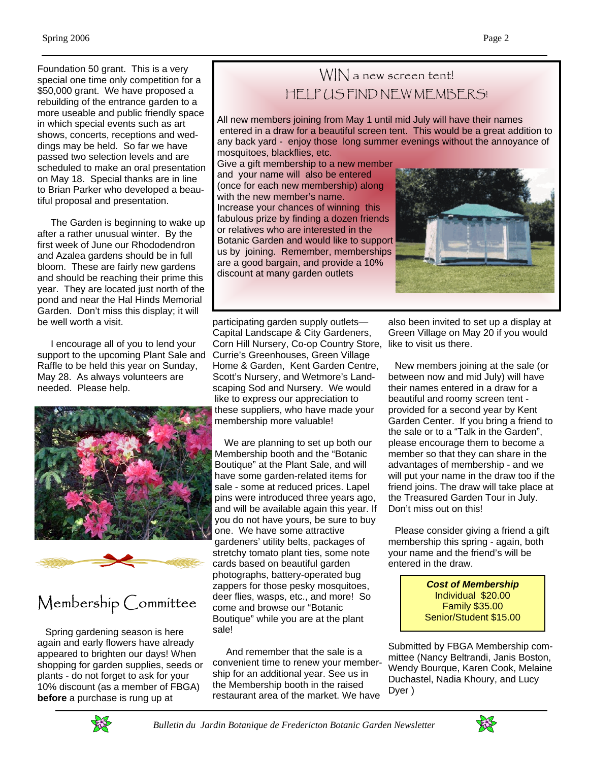Foundation 50 grant. This is a very special one time only competition for a $50,000 grant. We have proposed a rebuilding of the entrance garden to a more useable and public friendly space in which special events such as art shows, concerts, receptions and weddings may be held. So far we have passed two selection levels and are scheduled to make an oral presentation on May 18. Special thanks are in line to Brian Parker who developed a beautiful proposal and presentation.

The Garden is beginning to wake up after a rather unusual winter. By the first week of June our Rhododendron and Azalea gardens should be in full bloom. These are fairly new gardens and should be reaching their prime this year. They are located just north of the pond and near the Hal Hinds Memorial Garden. Don't miss this display; it will be well worth a visit.

I encourage all of you to lend your support to the upcoming Plant Sale and Raffle to be held this year on Sunday, May 28. As always volunteers are needed. Please help.

## WIN a new screen tent!

## HELP US FIND NEW MEMBERS!

All new members joining from May 1 until mid July will have their names entered in a draw for a beautiful screen tent. This would be a great addition to any back yard - enjoy those long summer evenings without the annoyance of mosquitoes, blackflies, etc.

Give a gift membership to a new member and your name will also be entered (once for each new membership) along with the new member's name.

Increase your chances of winning this fabulous prize by finding a dozen friends or relatives who are interested in the Botanic Garden and would like to support us by joining. Remember, memberships are a good bargain, and provide a 10% discount at many garden outlets

# Membership Committee

Spring gardening season is here again and early flowers have already appeared to brighten our days! When shopping for garden supplies, seeds or plants - do not forget to ask for your 10% discount (as a member of FBGA) **before** a purchase is rung up at participating garden supply outlets—Capital Landscape & City Gardeners, Corn Hill Nursery, Co-op Country Store, Currie's Greenhouses, Green Village Home & Garden, Kent Garden Centre, Scott's Nursery, and Wetmore's Landscaping Sod and Nursery. We would like to express our appreciation to these suppliers, who have made your membership more valuable!

We are planning to set up both our Membership booth and the "Botanic Boutique" at the Plant Sale, and will have some garden-related items for sale - some at reduced prices. Lapel pins were introduced three years ago, and will be available again this year. If you do not have yours, be sure to buy one. We have some attractive gardeners' utility belts, packages of stretchy tomato plant ties, some note cards based on beautiful garden photographs, battery-operated bug zappers for those pesky mosquitoes, deer flies, wasps, etc., and more! So come and browse our "Botanic Boutique" while you are at the plant sale!

And remember that the sale is a convenient time to renew your membership for an additional year. See us in the Membership booth in the raised restaurant area of the market. We have also been invited to set up a display at Green Village on May 20 if you would like to visit us there.

New members joining at the sale (or between now and mid July) will have their names entered in a draw for a beautiful and roomy screen tent - provided for a second year by Kent Garden Center. If you bring a friend to the sale or to a "Talk in the Garden", please encourage them to become a member so that they can share in the advantages of membership - and we will put your name in the draw too if the friend joins. The draw will take place at the Treasured Garden Tour in July. Don't miss out on this!

Please consider giving a friend a gift membership this spring - again, both your name and the friend's will be entered in the draw.

***Cost of Membership***

Individual $20.00

Family $35.00

Senior/Student $15.00

Submitted by FBGA Membership committee (Nancy Beltrandi, Janis Boston, Wendy Bourque, Karen Cook, Melaine Duchastel, Nadia Khoury, and Lucy Dyer )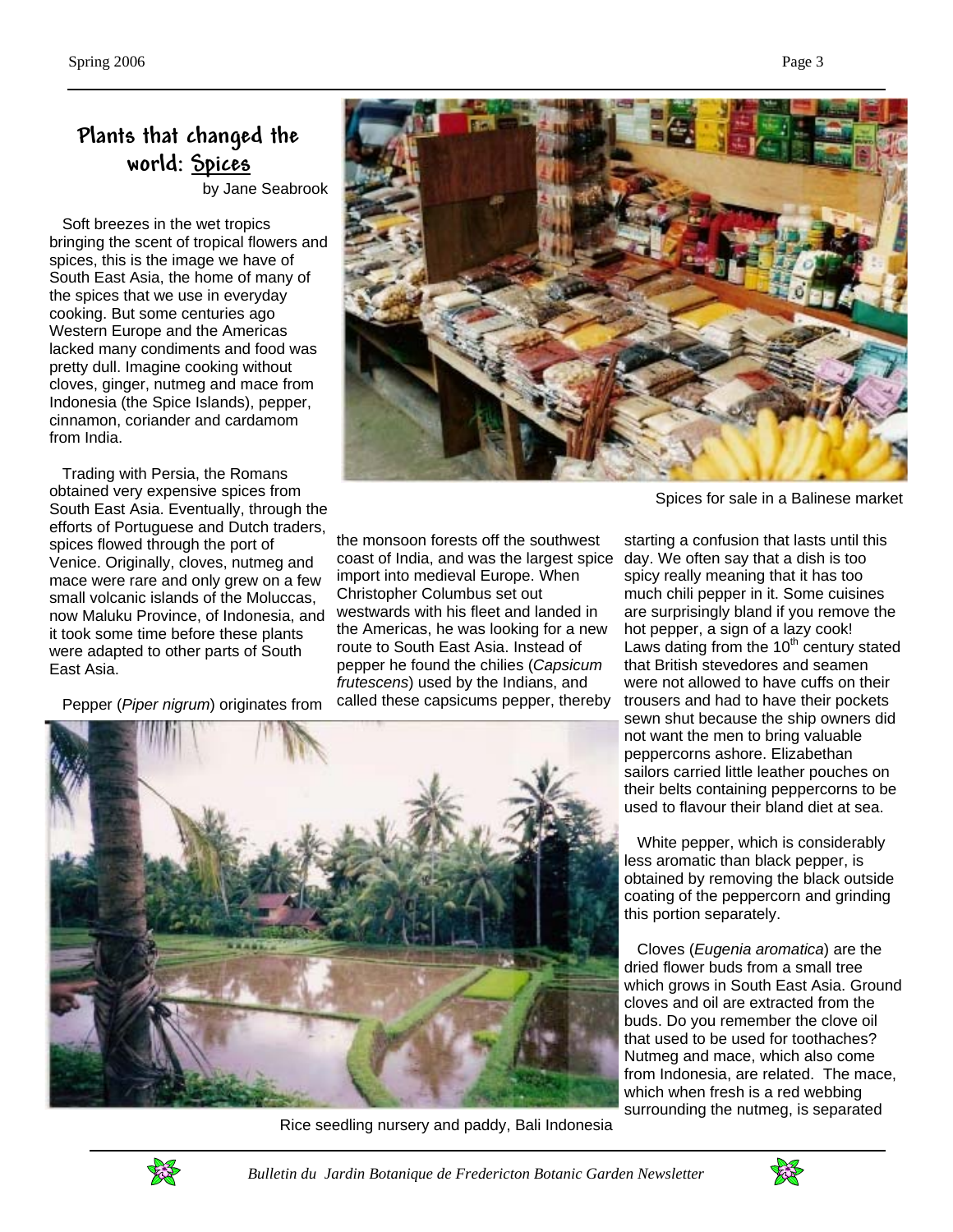# Plants that changed the world: Spices

by Jane Seabrook

Soft breezes in the wet tropics bringing the scent of tropical flowers and spices, this is the image we have of South East Asia, the home of many of the spices that we use in everyday cooking. But some centuries ago Western Europe and the Americas lacked many condiments and food was pretty dull. Imagine cooking without cloves, ginger, nutmeg and mace from Indonesia (the Spice Islands), pepper, cinnamon, coriander and cardamom from India.

Trading with Persia, the Romans obtained very expensive spices from South East Asia. Eventually, through the efforts of Portuguese and Dutch traders, spices flowed through the port of Venice. Originally, cloves, nutmeg and mace were rare and only grew on a few small volcanic islands of the Moluccas, now Maluku Province, of Indonesia, and it took some time before these plants were adapted to other parts of South East Asia.

Spices for sale in a Balinese market

Pepper (*Piper nigrum*) originates from the monsoon forests off the southwest coast of India, and was the largest spice import into medieval Europe. When Christopher Columbus set out westwards with his fleet and landed in the Americas, he was looking for a new route to South East Asia. Instead of pepper he found the chilies (*Capsicum frutescens*) used by the Indians, and called these capsicums pepper, thereby starting a confusion that lasts until this day. We often say that a dish is too spicy really meaning that it has too much chili pepper in it. Some cuisines are surprisingly bland if you remove the hot pepper, a sign of a lazy cook! Laws dating from the 10th century stated that British stevedores and seamen were not allowed to have cuffs on their trousers and had to have their pockets sewn shut because the ship owners did not want the men to bring valuable peppercorns ashore. Elizabethan sailors carried little leather pouches on their belts containing peppercorns to be used to flavour their bland diet at sea.

Rice seedling nursery and paddy, Bali Indonesia

White pepper, which is considerably less aromatic than black pepper, is obtained by removing the black outside coating of the peppercorn and grinding this portion separately.

Cloves (*Eugenia aromatica*) are the dried flower buds from a small tree which grows in South East Asia. Ground cloves and oil are extracted from the buds. Do you remember the clove oil that used to be used for toothaches? Nutmeg and mace, which also come from Indonesia, are related. The mace, which when fresh is a red webbing surrounding the nutmeg, is separated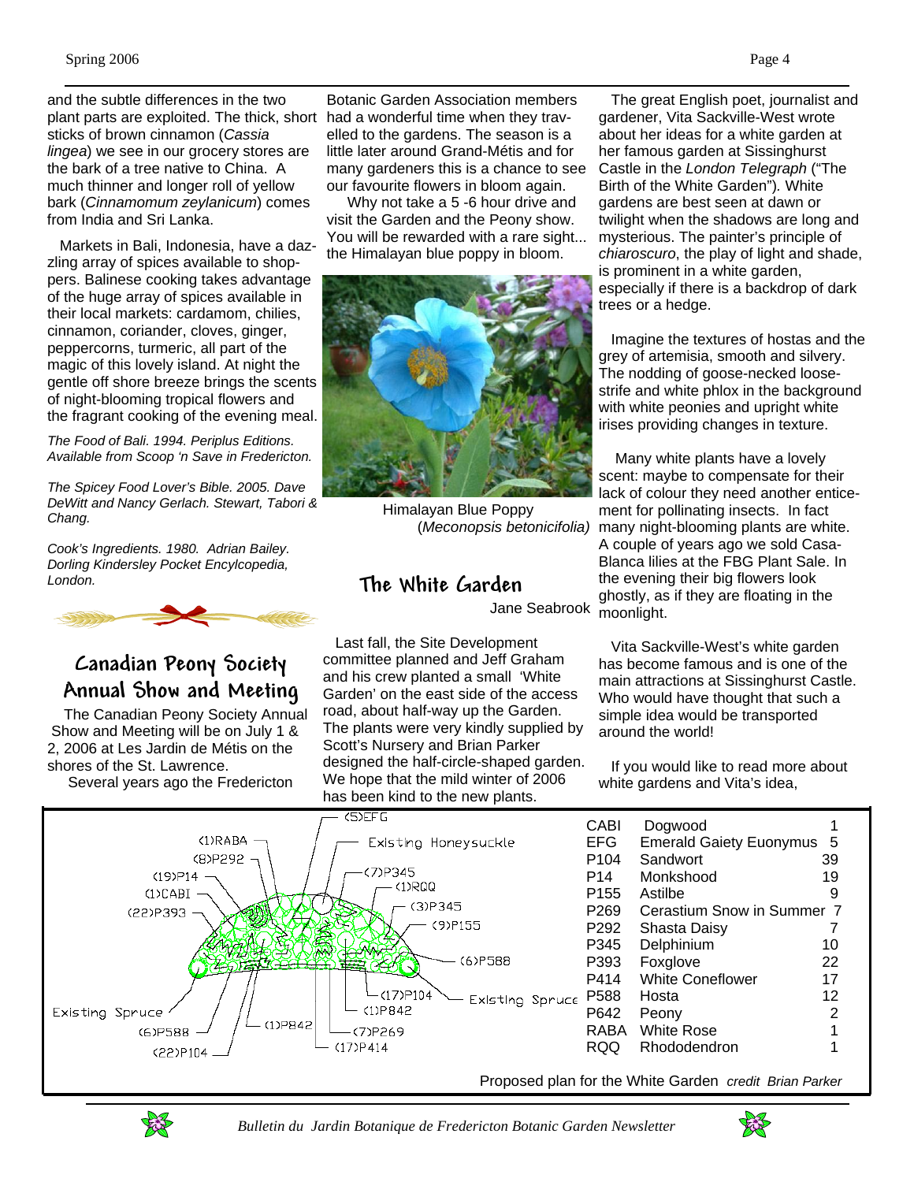and the subtle differences in the two plant parts are exploited. The thick, short sticks of brown cinnamon (*Cassia lingea*) we see in our grocery stores are the bark of a tree native to China. A much thinner and longer roll of yellow bark (*Cinnamomum zeylanicum*) comes from India and Sri Lanka.

Markets in Bali, Indonesia, have a dazzling array of spices available to shoppers. Balinese cooking takes advantage of the huge array of spices available in their local markets: cardamom, chilies, cinnamon, coriander, cloves, ginger, peppercorns, turmeric, all part of the magic of this lovely island. At night the gentle off shore breeze brings the scents of night-blooming tropical flowers and the fragrant cooking of the evening meal.

*The Food of Bali. 1994. Periplus Editions. Available from Scoop 'n Save in Fredericton.*

*The Spicey Food Lover's Bible. 2005. Dave DeWitt and Nancy Gerlach. Stewart, Tabori & Chang.*

*Cook's Ingredients. 1980. Adrian Bailey. Dorling Kindersley Pocket Encylcopedia, London.*

## Canadian Peony Society Annual Show and Meeting

The Canadian Peony Society Annual Show and Meeting will be on July 1 & 2, 2006 at Les Jardin de Métis on the shores of the St. Lawrence.

Several years ago the Fredericton Botanic Garden Association members had a wonderful time when they travelled to the gardens. The season is a little later around Grand-Métis and for many gardeners this is a chance to see our favourite flowers in bloom again.

Why not take a 5 -6 hour drive and visit the Garden and the Peony show. You will be rewarded with a rare sight... the Himalayan blue poppy in bloom.

Himalayan Blue Poppy (*Meconopsis betonicifolia)*

## The White Garden

Jane Seabrook

Last fall, the Site Development committee planned and Jeff Graham and his crew planted a small 'White Garden' on the east side of the access road, about half-way up the Garden. The plants were very kindly supplied by Scott's Nursery and Brian Parker designed the half-circle-shaped garden. We hope that the mild winter of 2006 has been kind to the new plants.

The great English poet, journalist and gardener, Vita Sackville-West wrote about her ideas for a white garden at her famous garden at Sissinghurst Castle in the *London Telegraph* ("The Birth of the White Garden"). White gardens are best seen at dawn or twilight when the shadows are long and mysterious. The painter's principle of *chiaroscuro*, the play of light and shade, is prominent in a white garden, especially if there is a backdrop of dark trees or a hedge.

Imagine the textures of hostas and the grey of artemisia, smooth and silvery. The nodding of goose-necked loosestrife and white phlox in the background with white peonies and upright white irises providing changes in texture.

Many white plants have a lovely scent: maybe to compensate for their lack of colour they need another enticement for pollinating insects. In fact many night-blooming plants are white. A couple of years ago we sold Casa-Blanca lilies at the FBG Plant Sale. In the evening their big flowers look ghostly, as if they are floating in the moonlight.

Vita Sackville-West's white garden has become famous and is one of the main attractions at Sissinghurst Castle. Who would have thought that such a simple idea would be transported around the world!

If you would like to read more about white gardens and Vita's idea,

(5)EFG, (1)RABA, (8)P292, (19)P14, (1)CABI, (22)P393, Existing Honeysuckle, (7)P345, (1)RQQ, (3)P345, (9)P155, (6)P588, (17)P104, (1)P842, Existing Spruce, (6)P588, (1)P842, (7)P269, (22)P104, (17)P414, Existing Spruce

| Code | Plant | Qty |
|---|---|---|
| CABI | Dogwood | 1 |
| EFG | Emerald Gaiety Euonymus | 5 |
| P104 | Sandwort | 39 |
| P14 | Monkshood | 19 |
| P155 | Astilbe | 9 |
| P269 | Cerastium Snow in Summer | 7 |
| P292 | Shasta Daisy | 7 |
| P345 | Delphinium | 10 |
| P393 | Foxglove | 22 |
| P414 | White Coneflower | 17 |
| P588 | Hosta | 12 |
| P642 | Peony | 2 |
| RABA | White Rose | 1 |
| RQQ | Rhododendron | 1 |

Proposed plan for the White Garden *credit Brian Parker*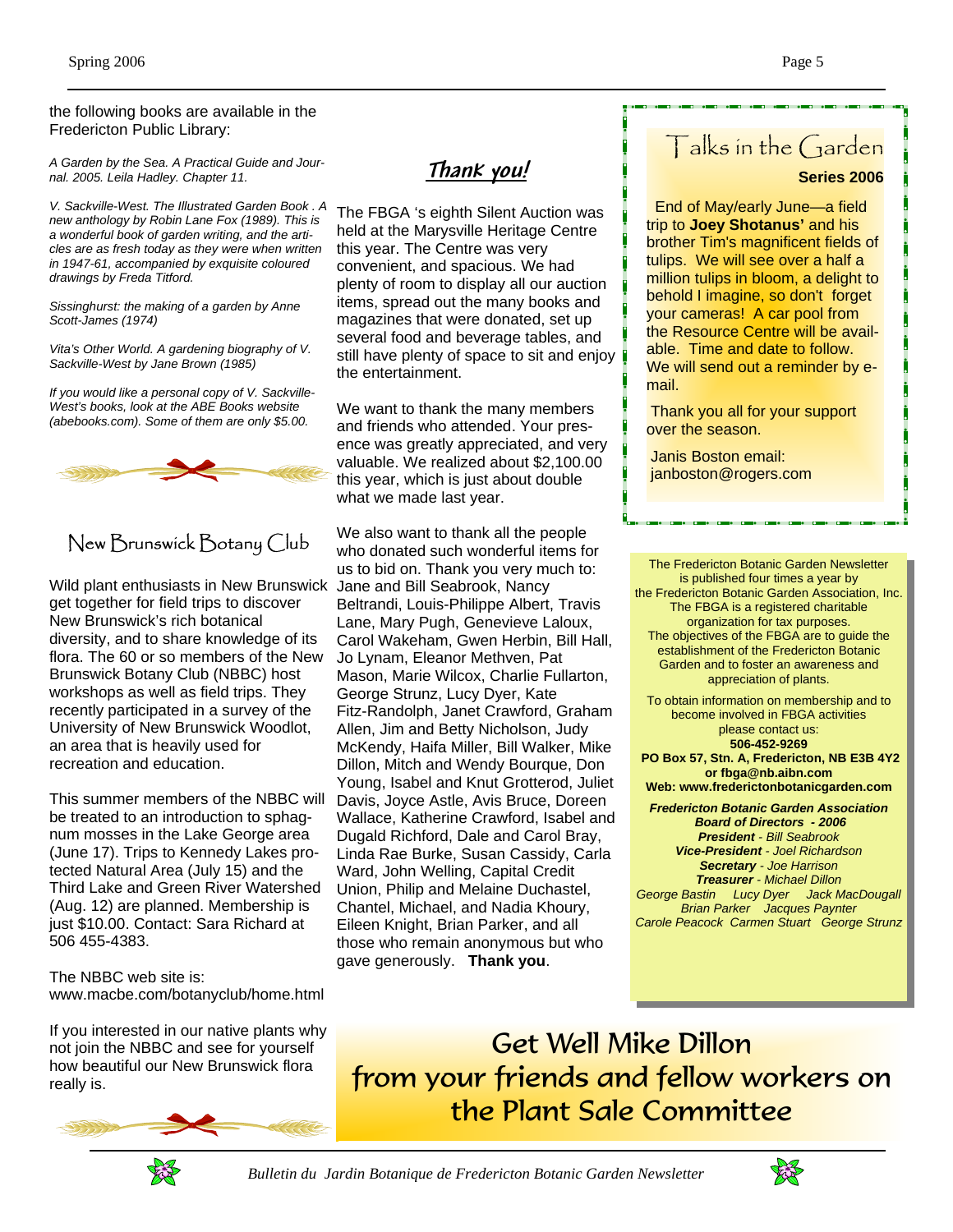the following books are available in the Fredericton Public Library:

*A Garden by the Sea. A Practical Guide and Journal. 2005. Leila Hadley. Chapter 11.*

*V. Sackville-West. The Illustrated Garden Book . A new anthology by Robin Lane Fox (1989). This is a wonderful book of garden writing, and the articles are as fresh today as they were when written in 1947-61, accompanied by exquisite coloured drawings by Freda Titford.*

*Sissinghurst: the making of a garden by Anne Scott-James (1974)*

*Vita's Other World. A gardening biography of V. Sackville-West by Jane Brown (1985)*

*If you would like a personal copy of V. Sackville-West's books, look at the ABE Books website (abebooks.com). Some of them are only $5.00.*

## New Brunswick Botany Club

Wild plant enthusiasts in New Brunswick get together for field trips to discover New Brunswick's rich botanical diversity, and to share knowledge of its flora. The 60 or so members of the New Brunswick Botany Club (NBBC) host workshops as well as field trips. They recently participated in a survey of the University of New Brunswick Woodlot, an area that is heavily used for recreation and education.

This summer members of the NBBC will be treated to an introduction to sphagnum mosses in the Lake George area (June 17). Trips to Kennedy Lakes protected Natural Area (July 15) and the Third Lake and Green River Watershed (Aug. 12) are planned. Membership is just $10.00. Contact: Sara Richard at 506 455-4383.

The NBBC web site is: www.macbe.com/botanyclub/home.html

If you interested in our native plants why not join the NBBC and see for yourself how beautiful our New Brunswick flora really is.

## Thank you!

The FBGA 's eighth Silent Auction was held at the Marysville Heritage Centre this year. The Centre was very convenient, and spacious. We had plenty of room to display all our auction items, spread out the many books and magazines that were donated, set up several food and beverage tables, and still have plenty of space to sit and enjoy the entertainment.

We want to thank the many members and friends who attended. Your presence was greatly appreciated, and very valuable. We realized about $2,100.00 this year, which is just about double what we made last year.

We also want to thank all the people who donated such wonderful items for us to bid on. Thank you very much to: Jane and Bill Seabrook, Nancy Beltrandi, Louis-Philippe Albert, Travis Lane, Mary Pugh, Genevieve Laloux, Carol Wakeham, Gwen Herbin, Bill Hall, Jo Lynam, Eleanor Methven, Pat Mason, Marie Wilcox, Charlie Fullarton, George Strunz, Lucy Dyer, Kate Fitz-Randolph, Janet Crawford, Graham Allen, Jim and Betty Nicholson, Judy McKendy, Haifa Miller, Bill Walker, Mike Dillon, Mitch and Wendy Bourque, Don Young, Isabel and Knut Grotterod, Juliet Davis, Joyce Astle, Avis Bruce, Doreen Wallace, Katherine Crawford, Isabel and Dugald Richford, Dale and Carol Bray, Linda Rae Burke, Susan Cassidy, Carla Ward, John Welling, Capital Credit Union, Philip and Melaine Duchastel, Chantel, Michael, and Nadia Khoury, Eileen Knight, Brian Parker, and all those who remain anonymous but who gave generously. **Thank you**.

## Talks in the Garden

**Series 2006**

End of May/early June—a field trip to **Joey Shotanus'** and his brother Tim's magnificent fields of tulips. We will see over a half a million tulips in bloom, a delight to behold I imagine, so don't forget your cameras! A car pool from the Resource Centre will be available. Time and date to follow. We will send out a reminder by e-mail.

Thank you all for your support over the season.

Janis Boston email: janboston@rogers.com

The Fredericton Botanic Garden Newsletter is published four times a year by the Fredericton Botanic Garden Association, Inc. The FBGA is a registered charitable organization for tax purposes. The objectives of the FBGA are to guide the establishment of the Fredericton Botanic Garden and to foster an awareness and appreciation of plants.

To obtain information on membership and to become involved in FBGA activities please contact us:
**506-452-9269**
**PO Box 57, Stn. A, Fredericton, NB E3B 4Y2**
**or fbga@nb.aibn.com**
**Web: www.frederictonbotanicgarden.com**

***Fredericton Botanic Garden Association***
***Board of Directors - 2006***
***President*** *- Bill Seabrook*
***Vice-President*** *- Joel Richardson*
***Secretary*** *- Joe Harrison*
***Treasurer*** *- Michael Dillon*
*George Bastin Lucy Dyer Jack MacDougall*
*Brian Parker Jacques Paynter*
*Carole Peacock Carmen Stuart George Strunz*

## Get Well Mike Dillon from your friends and fellow workers on the Plant Sale Committee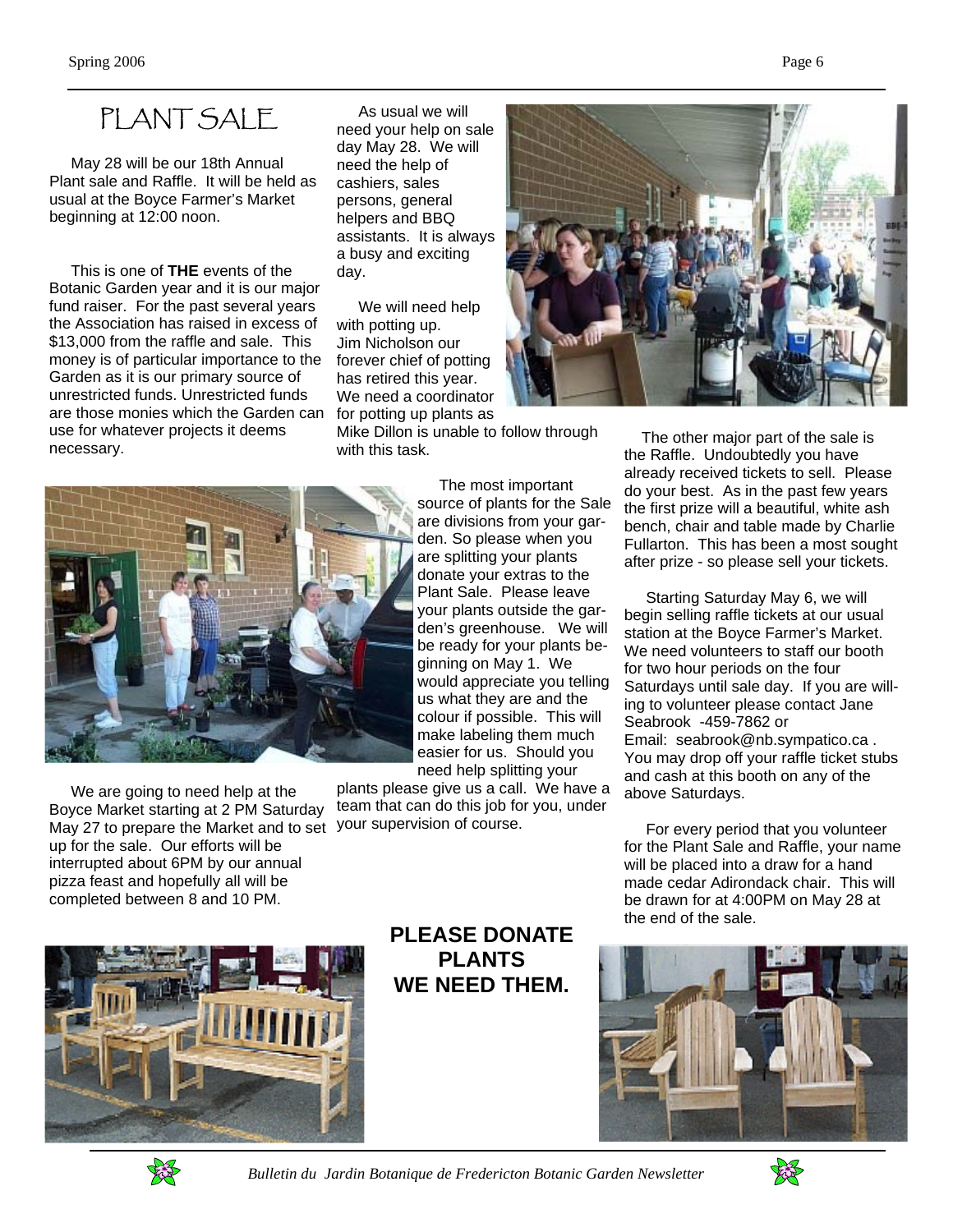# PLANT SALE

May 28 will be our 18th Annual Plant sale and Raffle. It will be held as usual at the Boyce Farmer's Market beginning at 12:00 noon.

This is one of **THE** events of the Botanic Garden year and it is our major fund raiser. For the past several years the Association has raised in excess of $13,000 from the raffle and sale. This money is of particular importance to the Garden as it is our primary source of unrestricted funds. Unrestricted funds are those monies which the Garden can use for whatever projects it deems necessary.

We are going to need help at the Boyce Market starting at 2 PM Saturday May 27 to prepare the Market and to set up for the sale. Our efforts will be interrupted about 6PM by our annual pizza feast and hopefully all will be completed between 8 and 10 PM.

As usual we will need your help on sale day May 28. We will need the help of cashiers, sales persons, general helpers and BBQ assistants. It is always a busy and exciting day.

We will need help with potting up. Jim Nicholson our forever chief of potting has retired this year. We need a coordinator for potting up plants as Mike Dillon is unable to follow through with this task.

The most important source of plants for the Sale are divisions from your garden. So please when you are splitting your plants donate your extras to the Plant Sale. Please leave your plants outside the garden's greenhouse. We will be ready for your plants beginning on May 1. We would appreciate you telling us what they are and the colour if possible. This will make labeling them much easier for us. Should you need help splitting your plants please give us a call. We have a team that can do this job for you, under your supervision of course.

**PLEASE DONATE PLANTS WE NEED THEM.**

The other major part of the sale is the Raffle. Undoubtedly you have already received tickets to sell. Please do your best. As in the past few years the first prize will a beautiful, white ash bench, chair and table made by Charlie Fullarton. This has been a most sought after prize - so please sell your tickets.

Starting Saturday May 6, we will begin selling raffle tickets at our usual station at the Boyce Farmer's Market. We need volunteers to staff our booth for two hour periods on the four Saturdays until sale day. If you are willing to volunteer please contact Jane Seabrook -459-7862 or Email: seabrook@nb.sympatico.ca . You may drop off your raffle ticket stubs and cash at this booth on any of the above Saturdays.

For every period that you volunteer for the Plant Sale and Raffle, your name will be placed into a draw for a hand made cedar Adirondack chair. This will be drawn for at 4:00PM on May 28 at the end of the sale.